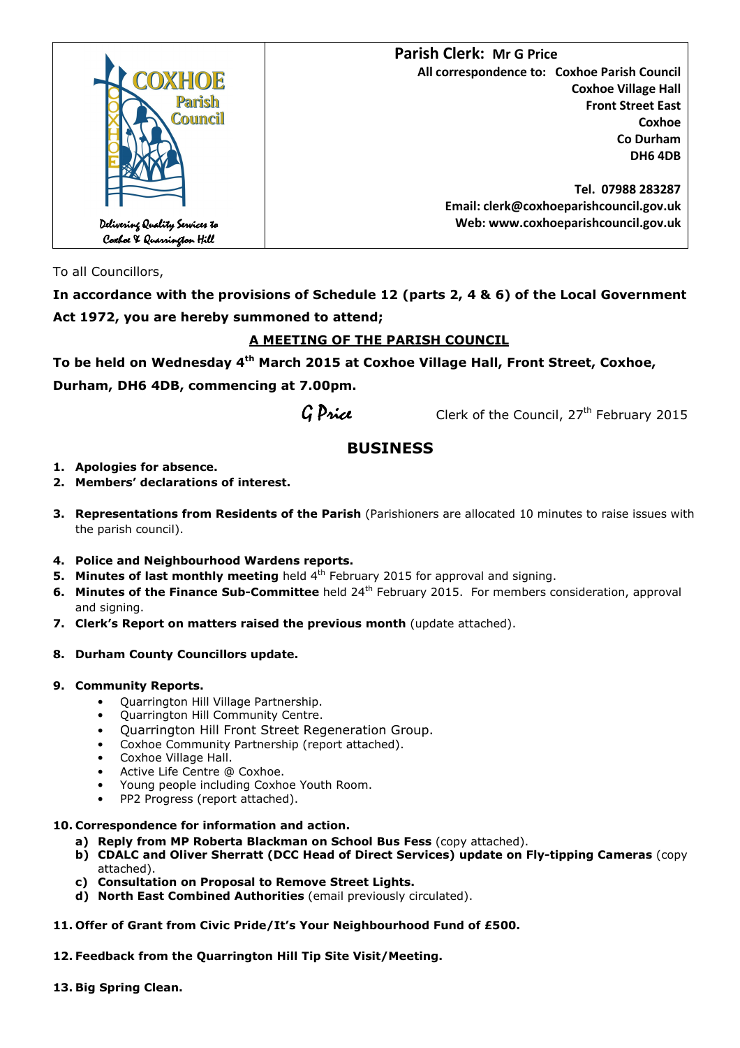COXHOE Parish Council

*Delivering Quality Services to Coxhoe & Quarrington Hill*

**Parish Clerk: Mr G Price**

**All correspondence to: Coxhoe Parish Council**
**Coxhoe Village Hall**
**Front Street East**
**Coxhoe**
**Co Durham**
**DH6 4DB**

**Tel. 07988 283287**
**Email: clerk@coxhoeparishcouncil.gov.uk**
**Web: www.coxhoeparishcouncil.gov.uk**

To all Councillors,

**In accordance with the provisions of Schedule 12 (parts 2, 4 & 6) of the Local Government Act 1972, you are hereby summoned to attend;**

## A MEETING OF THE PARISH COUNCIL

**To be held on Wednesday 4th March 2015 at Coxhoe Village Hall, Front Street, Coxhoe, Durham, DH6 4DB, commencing at 7.00pm.**

*G Price* Clerk of the Council, 27th February 2015

## BUSINESS

1. **Apologies for absence.**
2. **Members' declarations of interest.**
3. **Representations from Residents of the Parish** (Parishioners are allocated 10 minutes to raise issues with the parish council).
4. **Police and Neighbourhood Wardens reports.**
5. **Minutes of last monthly meeting** held 4th February 2015 for approval and signing.
6. **Minutes of the Finance Sub-Committee** held 24th February 2015. For members consideration, approval and signing.
7. **Clerk's Report on matters raised the previous month** (update attached).
8. **Durham County Councillors update.**
9. **Community Reports.**
   - Quarrington Hill Village Partnership.
   - Quarrington Hill Community Centre.
   - Quarrington Hill Front Street Regeneration Group.
   - Coxhoe Community Partnership (report attached).
   - Coxhoe Village Hall.
   - Active Life Centre @ Coxhoe.
   - Young people including Coxhoe Youth Room.
   - PP2 Progress (report attached).
10. **Correspondence for information and action.**
    a) **Reply from MP Roberta Blackman on School Bus Fess** (copy attached).
    b) **CDALC and Oliver Sherratt (DCC Head of Direct Services) update on Fly-tipping Cameras** (copy attached).
    c) **Consultation on Proposal to Remove Street Lights.**
    d) **North East Combined Authorities** (email previously circulated).
11. **Offer of Grant from Civic Pride/It's Your Neighbourhood Fund of £500.**
12. **Feedback from the Quarrington Hill Tip Site Visit/Meeting.**
13. **Big Spring Clean.**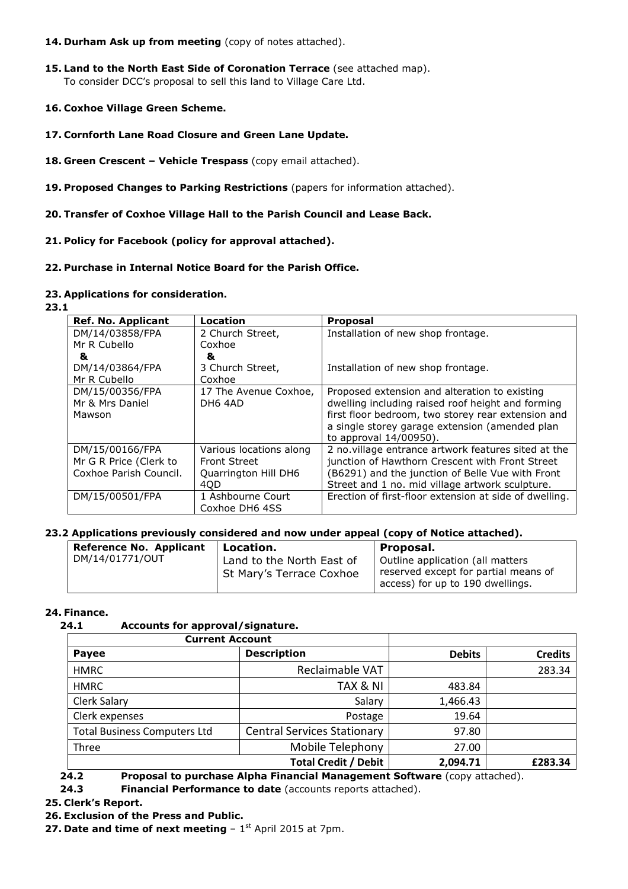**14. Durham Ask up from meeting** (copy of notes attached).

**15. Land to the North East Side of Coronation Terrace** (see attached map).
To consider DCC's proposal to sell this land to Village Care Ltd.

**16. Coxhoe Village Green Scheme.**

**17. Cornforth Lane Road Closure and Green Lane Update.**

**18. Green Crescent – Vehicle Trespass** (copy email attached).

**19. Proposed Changes to Parking Restrictions** (papers for information attached).

**20. Transfer of Coxhoe Village Hall to the Parish Council and Lease Back.**

**21. Policy for Facebook (policy for approval attached).**

**22. Purchase in Internal Notice Board for the Parish Office.**

**23. Applications for consideration.**

**23.1**

| Ref. No. Applicant | Location | Proposal |
|---|---|---|
| DM/14/03858/FPA Mr R Cubello **&** DM/14/03864/FPA Mr R Cubello | 2 Church Street, Coxhoe **&** 3 Church Street, Coxhoe | Installation of new shop frontage. Installation of new shop frontage. |
| DM/15/00356/FPA Mr & Mrs Daniel Mawson | 17 The Avenue Coxhoe, DH6 4AD | Proposed extension and alteration to existing dwelling including raised roof height and forming first floor bedroom, two storey rear extension and a single storey garage extension (amended plan to approval 14/00950). |
| DM/15/00166/FPA Mr G R Price (Clerk to Coxhoe Parish Council. | Various locations along Front Street Quarrington Hill DH6 4QD | 2 no.village entrance artwork features sited at the junction of Hawthorn Crescent with Front Street (B6291) and the junction of Belle Vue with Front Street and 1 no. mid village artwork sculpture. |
| DM/15/00501/FPA | 1 Ashbourne Court Coxhoe DH6 4SS | Erection of first-floor extension at side of dwelling. |

**23.2 Applications previously considered and now under appeal (copy of Notice attached).**

| Reference No. Applicant | Location. | Proposal. |
|---|---|---|
| DM/14/01771/OUT | Land to the North East of St Mary's Terrace Coxhoe | Outline application (all matters reserved except for partial means of access) for up to 190 dwellings. |

**24. Finance.**

**24.1 Accounts for approval/signature.**

| Current Account | | | |
|---|---|---|---|
| **Payee** | **Description** | **Debits** | **Credits** |
| HMRC | Reclaimable VAT | | 283.34 |
| HMRC | TAX & NI | 483.84 | |
| Clerk Salary | Salary | 1,466.43 | |
| Clerk expenses | Postage | 19.64 | |
| Total Business Computers Ltd | Central Services Stationary | 97.80 | |
| Three | Mobile Telephony | 27.00 | |
| | **Total Credit / Debit** | **2,094.71** | **£283.34** |

**24.2 Proposal to purchase Alpha Financial Management Software** (copy attached).

**24.3 Financial Performance to date** (accounts reports attached).

**25. Clerk's Report.**

**26. Exclusion of the Press and Public.**

**27. Date and time of next meeting** – 1st April 2015 at 7pm.